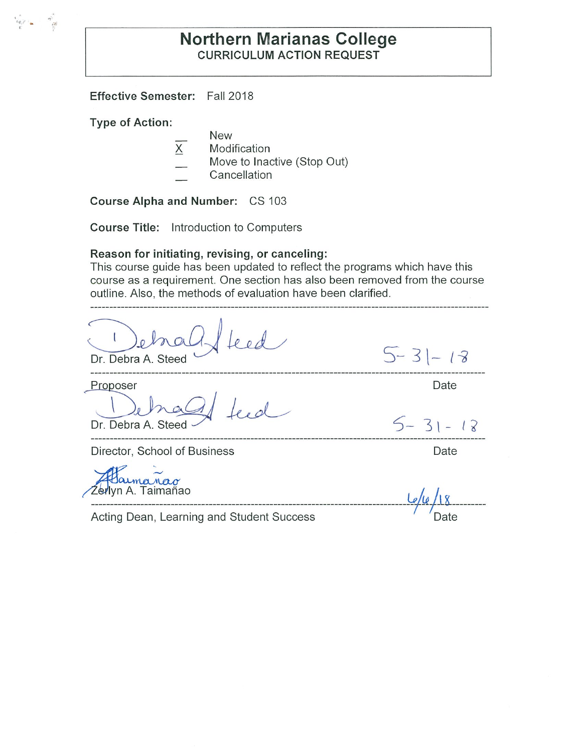# Northern Marianas College

## CURRICULUM ACTION REQUEST

**Effective Semester:** Fall 2018

**Type of Action:**

- __ New
- X Modification
- __ Move to Inactive (Stop Out)
- __ Cancellation

**Course Alpha and Number:** CS 103

**Course Title:** Introduction to Computers

**Reason for initiating, revising, or canceling:**
This course guide has been updated to reflect the programs which have this course as a requirement. One section has also been removed from the course outline. Also, the methods of evaluation have been clarified.

---

Dr. Debra A. Steed — 5-31-18

Proposer — Date

---

Dr. Debra A. Steed — 5-31-18

Director, School of Business — Date

---

Zerlyn A. Taimañao — 6/6/18

Acting Dean, Learning and Student Success — Date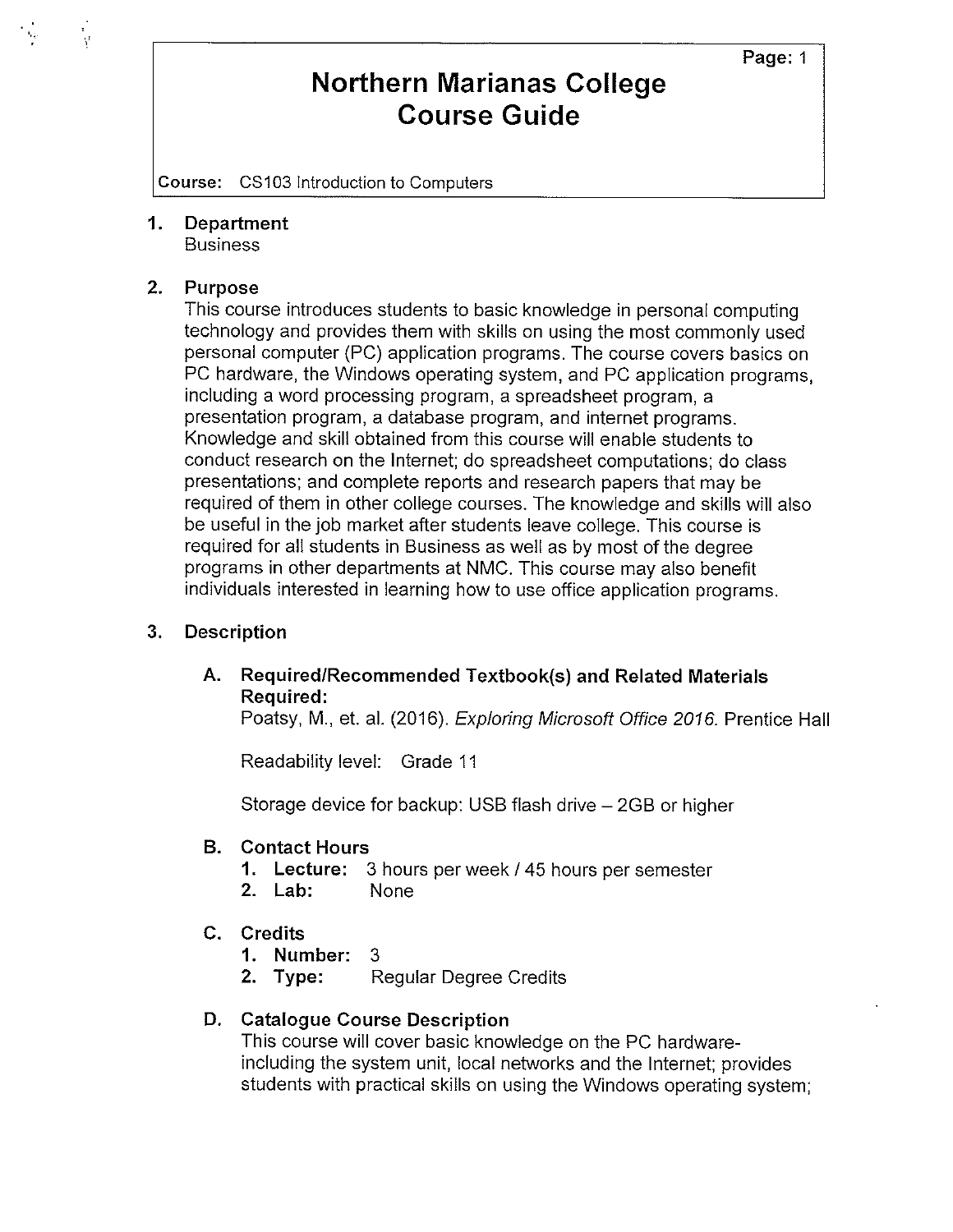# Northern Marianas College Course Guide

**Course:** CS103 Introduction to Computers

## 1. Department

Business

## 2. Purpose

This course introduces students to basic knowledge in personal computing technology and provides them with skills on using the most commonly used personal computer (PC) application programs. The course covers basics on PC hardware, the Windows operating system, and PC application programs, including a word processing program, a spreadsheet program, a presentation program, a database program, and internet programs. Knowledge and skill obtained from this course will enable students to conduct research on the Internet; do spreadsheet computations; do class presentations; and complete reports and research papers that may be required of them in other college courses. The knowledge and skills will also be useful in the job market after students leave college. This course is required for all students in Business as well as by most of the degree programs in other departments at NMC. This course may also benefit individuals interested in learning how to use office application programs.

## 3. Description

### A. Required/Recommended Textbook(s) and Related Materials

**Required:**

Poatsy, M., et. al. (2016). *Exploring Microsoft Office 2016.* Prentice Hall

Readability level: Grade 11

Storage device for backup: USB flash drive – 2GB or higher

### B. Contact Hours

1. **Lecture:** 3 hours per week / 45 hours per semester
2. **Lab:** None

### C. Credits

1. **Number:** 3
2. **Type:** Regular Degree Credits

### D. Catalogue Course Description

This course will cover basic knowledge on the PC hardware-including the system unit, local networks and the Internet; provides students with practical skills on using the Windows operating system;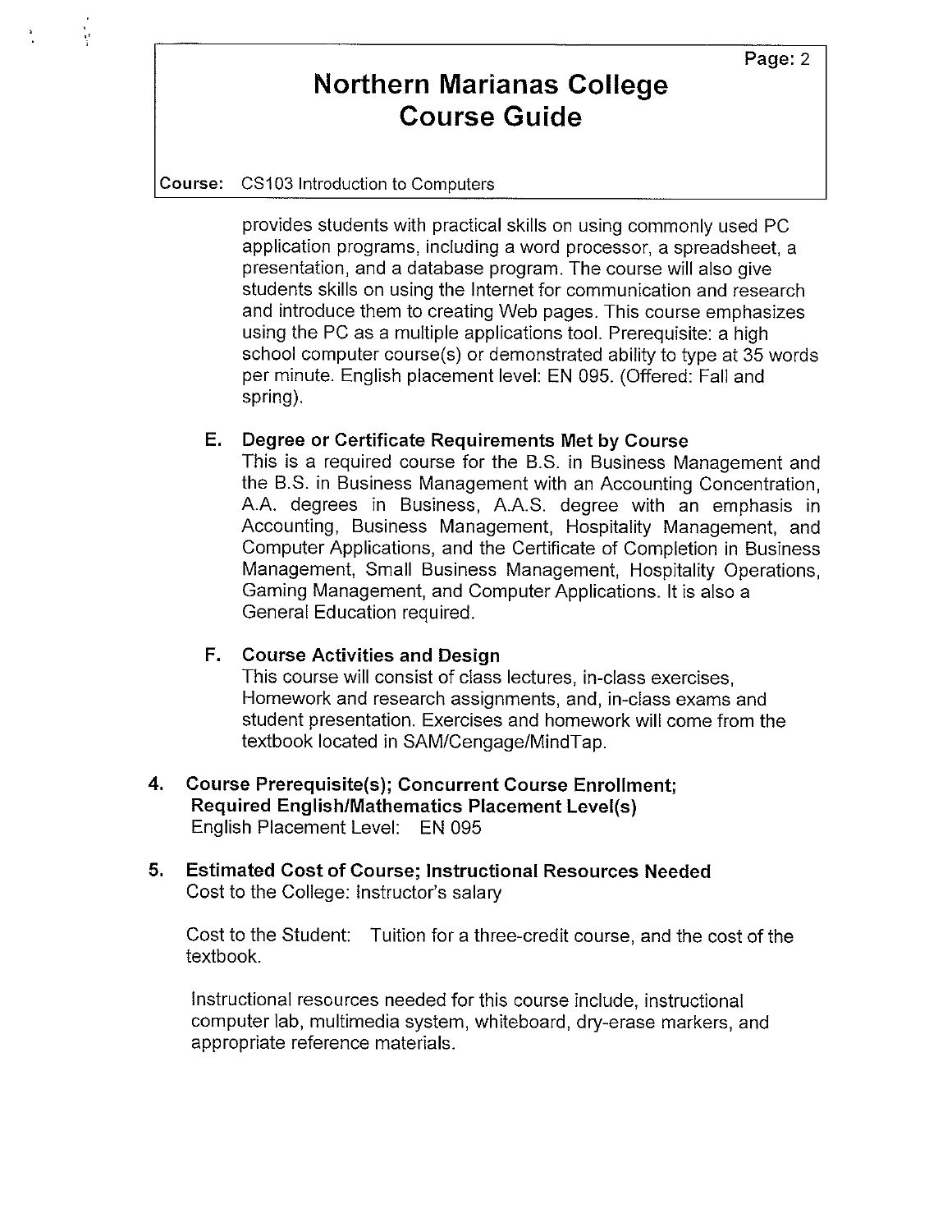provides students with practical skills on using commonly used PC application programs, including a word processor, a spreadsheet, a presentation, and a database program. The course will also give students skills on using the Internet for communication and research and introduce them to creating Web pages. This course emphasizes using the PC as a multiple applications tool. Prerequisite: a high school computer course(s) or demonstrated ability to type at 35 words per minute. English placement level: EN 095. (Offered: Fall and spring).

**E. Degree or Certificate Requirements Met by Course**

This is a required course for the B.S. in Business Management and the B.S. in Business Management with an Accounting Concentration, A.A. degrees in Business, A.A.S. degree with an emphasis in Accounting, Business Management, Hospitality Management, and Computer Applications, and the Certificate of Completion in Business Management, Small Business Management, Hospitality Operations, Gaming Management, and Computer Applications. It is also a General Education required.

**F. Course Activities and Design**

This course will consist of class lectures, in-class exercises, Homework and research assignments, and, in-class exams and student presentation. Exercises and homework will come from the textbook located in SAM/Cengage/MindTap.

## 4. Course Prerequisite(s); Concurrent Course Enrollment; Required English/Mathematics Placement Level(s)

English Placement Level: EN 095

## 5. Estimated Cost of Course; Instructional Resources Needed

Cost to the College: Instructor's salary

Cost to the Student: Tuition for a three-credit course, and the cost of the textbook.

Instructional resources needed for this course include, instructional computer lab, multimedia system, whiteboard, dry-erase markers, and appropriate reference materials.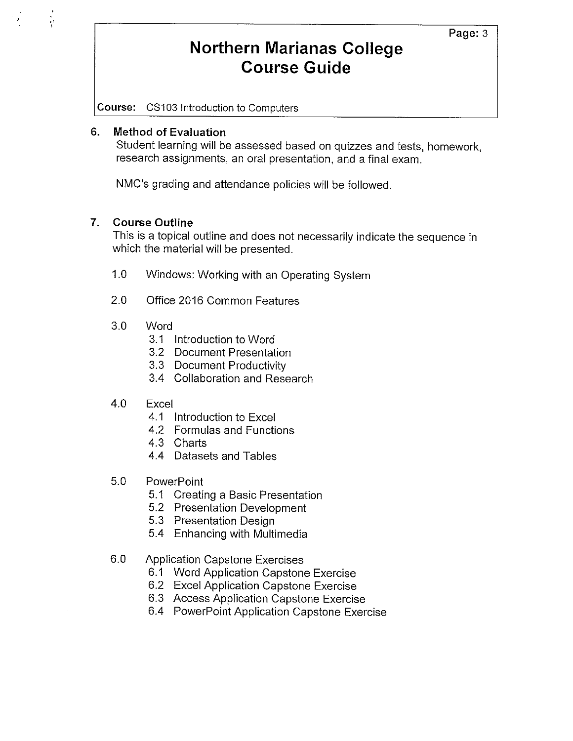## 6. Method of Evaluation

Student learning will be assessed based on quizzes and tests, homework, research assignments, an oral presentation, and a final exam.

NMC's grading and attendance policies will be followed.

## 7. Course Outline

This is a topical outline and does not necessarily indicate the sequence in which the material will be presented.

1.0 Windows: Working with an Operating System

2.0 Office 2016 Common Features

3.0 Word
- 3.1 Introduction to Word
- 3.2 Document Presentation
- 3.3 Document Productivity
- 3.4 Collaboration and Research

4.0 Excel
- 4.1 Introduction to Excel
- 4.2 Formulas and Functions
- 4.3 Charts
- 4.4 Datasets and Tables

5.0 PowerPoint
- 5.1 Creating a Basic Presentation
- 5.2 Presentation Development
- 5.3 Presentation Design
- 5.4 Enhancing with Multimedia

6.0 Application Capstone Exercises
- 6.1 Word Application Capstone Exercise
- 6.2 Excel Application Capstone Exercise
- 6.3 Access Application Capstone Exercise
- 6.4 PowerPoint Application Capstone Exercise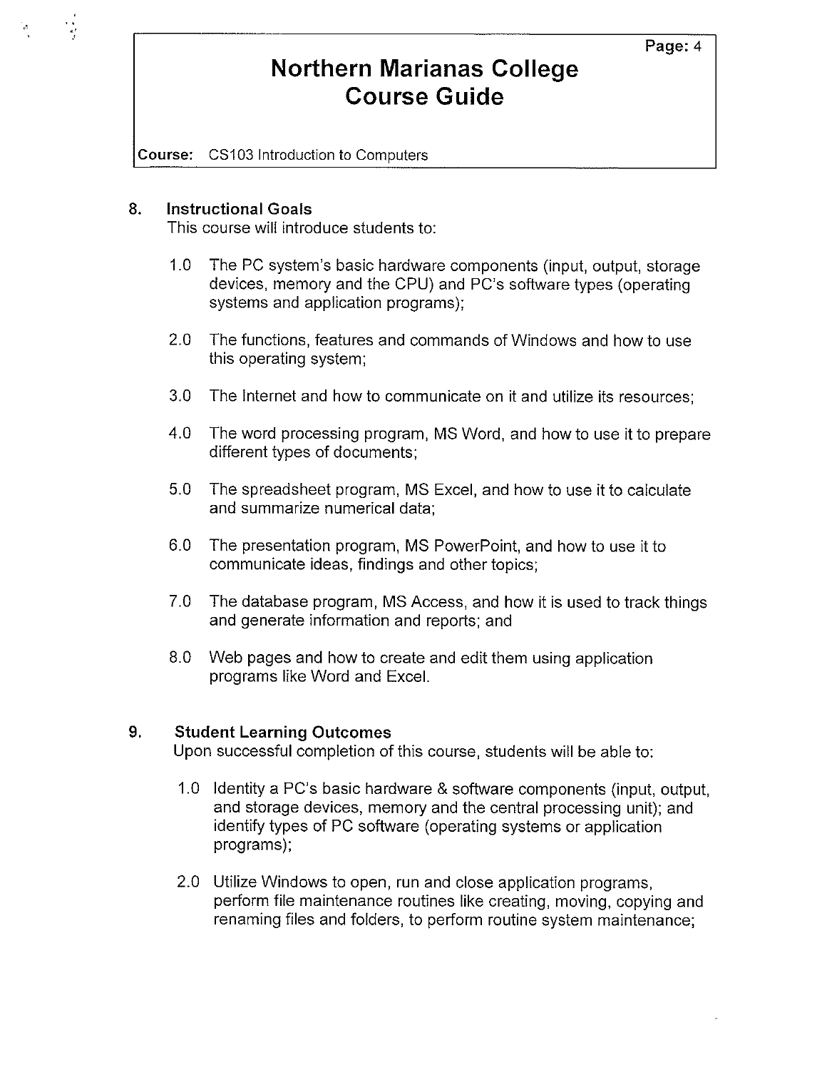## 8. Instructional Goals

This course will introduce students to:

1.0 The PC system's basic hardware components (input, output, storage devices, memory and the CPU) and PC's software types (operating systems and application programs);

2.0 The functions, features and commands of Windows and how to use this operating system;

3.0 The Internet and how to communicate on it and utilize its resources;

4.0 The word processing program, MS Word, and how to use it to prepare different types of documents;

5.0 The spreadsheet program, MS Excel, and how to use it to calculate and summarize numerical data;

6.0 The presentation program, MS PowerPoint, and how to use it to communicate ideas, findings and other topics;

7.0 The database program, MS Access, and how it is used to track things and generate information and reports; and

8.0 Web pages and how to create and edit them using application programs like Word and Excel.

## 9. Student Learning Outcomes

Upon successful completion of this course, students will be able to:

1.0 Identity a PC's basic hardware & software components (input, output, and storage devices, memory and the central processing unit); and identify types of PC software (operating systems or application programs);

2.0 Utilize Windows to open, run and close application programs, perform file maintenance routines like creating, moving, copying and renaming files and folders, to perform routine system maintenance;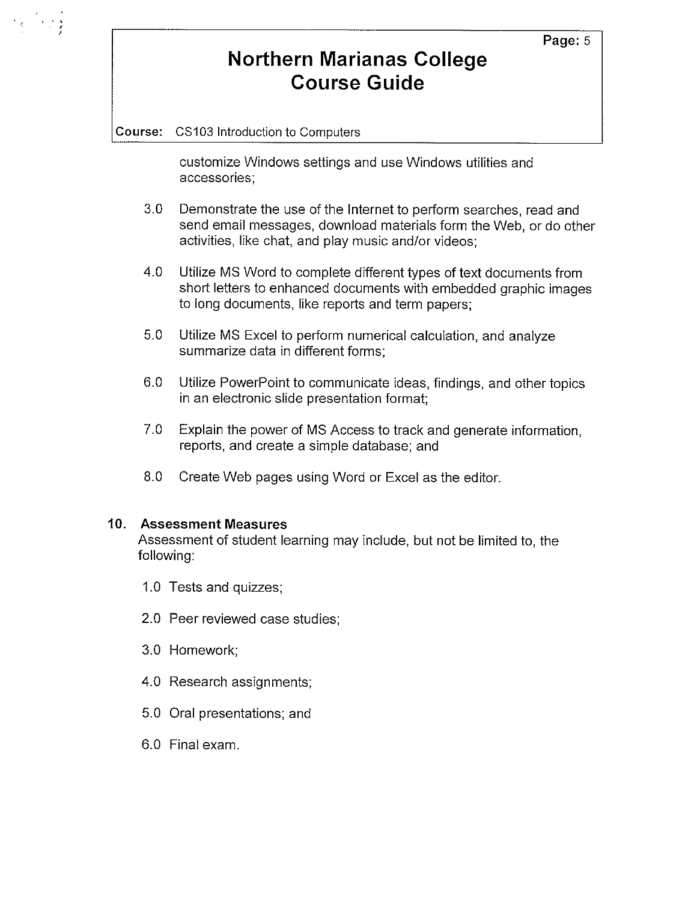customize Windows settings and use Windows utilities and accessories;

3.0 Demonstrate the use of the Internet to perform searches, read and send email messages, download materials form the Web, or do other activities, like chat, and play music and/or videos;

4.0 Utilize MS Word to complete different types of text documents from short letters to enhanced documents with embedded graphic images to long documents, like reports and term papers;

5.0 Utilize MS Excel to perform numerical calculation, and analyze summarize data in different forms;

6.0 Utilize PowerPoint to communicate ideas, findings, and other topics in an electronic slide presentation format;

7.0 Explain the power of MS Access to track and generate information, reports, and create a simple database; and

8.0 Create Web pages using Word or Excel as the editor.

## 10. Assessment Measures

Assessment of student learning may include, but not be limited to, the following:

1.0 Tests and quizzes;

2.0 Peer reviewed case studies;

3.0 Homework;

4.0 Research assignments;

5.0 Oral presentations; and

6.0 Final exam.